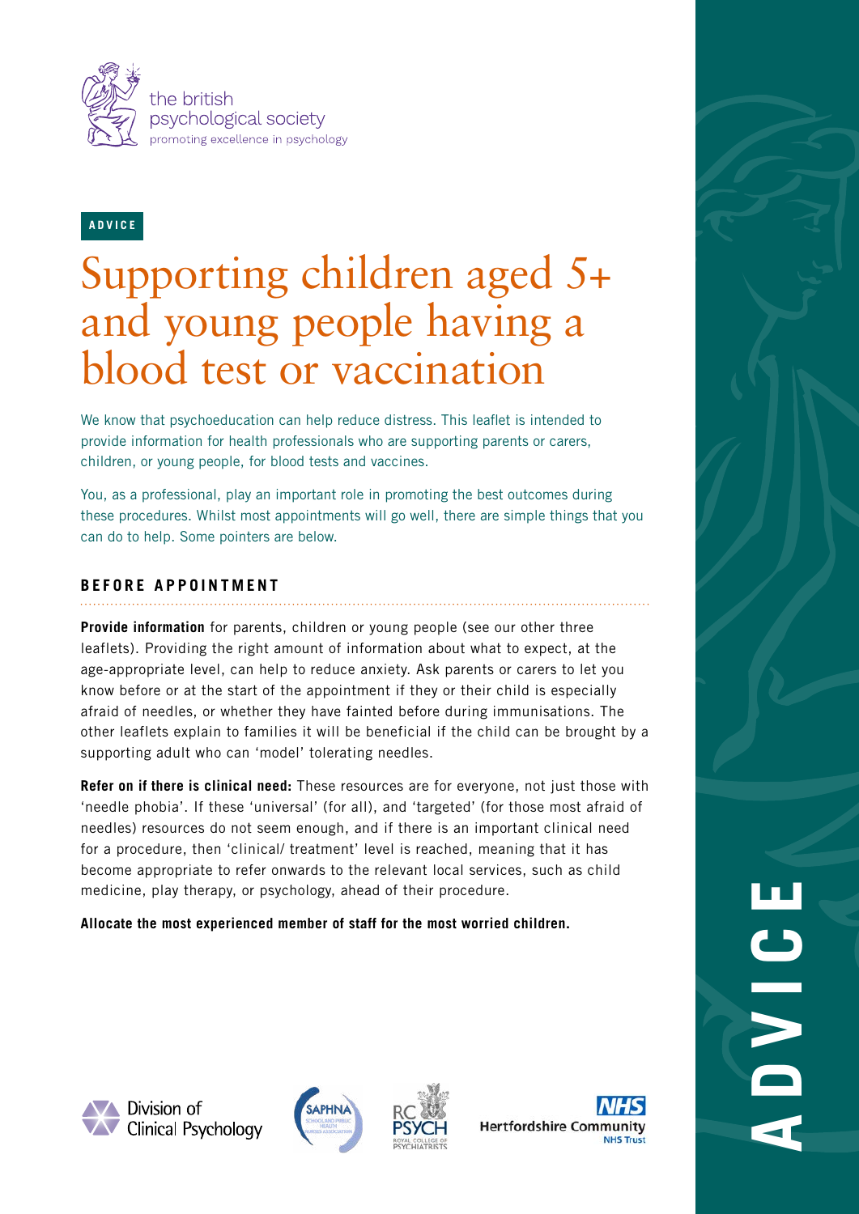the british psychological society
promoting excellence in psychology

ADVICE

# Supporting children aged 5+ and young people having a blood test or vaccination

We know that psychoeducation can help reduce distress. This leaflet is intended to provide information for health professionals who are supporting parents or carers, children, or young people, for blood tests and vaccines.

You, as a professional, play an important role in promoting the best outcomes during these procedures. Whilst most appointments will go well, there are simple things that you can do to help. Some pointers are below.

## BEFORE APPOINTMENT

**Provide information** for parents, children or young people (see our other three leaflets). Providing the right amount of information about what to expect, at the age-appropriate level, can help to reduce anxiety. Ask parents or carers to let you know before or at the start of the appointment if they or their child is especially afraid of needles, or whether they have fainted before during immunisations. The other leaflets explain to families it will be beneficial if the child can be brought by a supporting adult who can 'model' tolerating needles.

**Refer on if there is clinical need:** These resources are for everyone, not just those with 'needle phobia'. If these 'universal' (for all), and 'targeted' (for those most afraid of needles) resources do not seem enough, and if there is an important clinical need for a procedure, then 'clinical/ treatment' level is reached, meaning that it has become appropriate to refer onwards to the relevant local services, such as child medicine, play therapy, or psychology, ahead of their procedure.

**Allocate the most experienced member of staff for the most worried children.**

Division of Clinical Psychology
SAPHNA School and Public Health Nurses Association
RC PSYCH Royal College of Psychiatrists
NHS Hertfordshire Community NHS Trust

ADVICE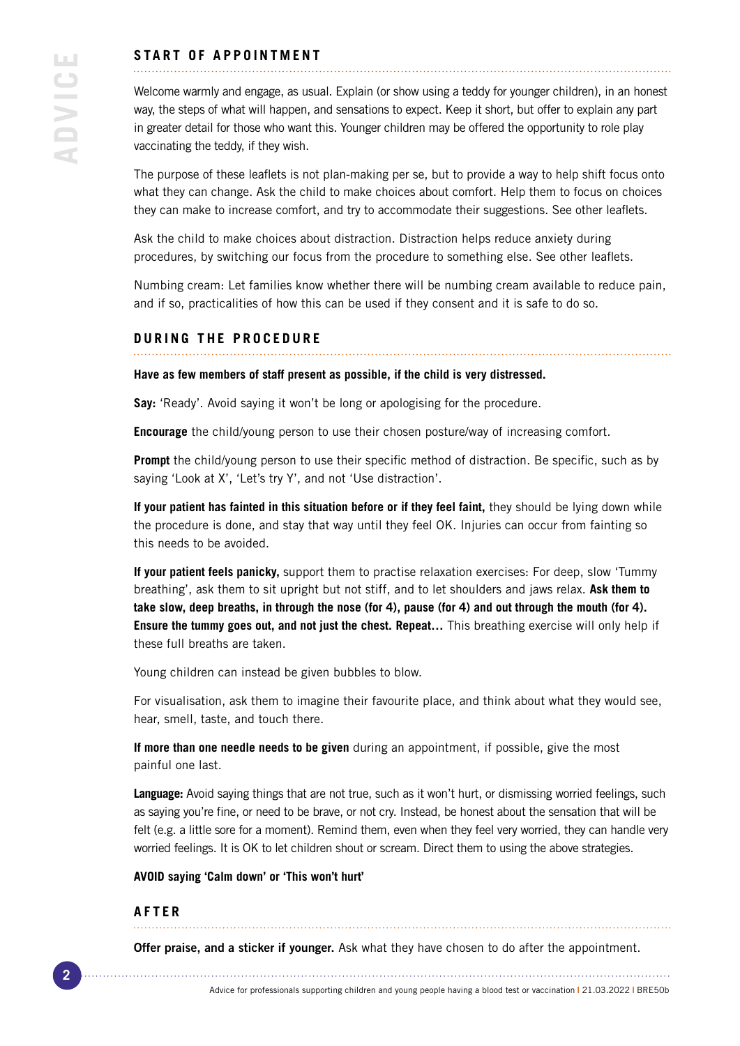## START OF APPOINTMENT

Welcome warmly and engage, as usual. Explain (or show using a teddy for younger children), in an honest way, the steps of what will happen, and sensations to expect. Keep it short, but offer to explain any part in greater detail for those who want this. Younger children may be offered the opportunity to role play vaccinating the teddy, if they wish.

The purpose of these leaflets is not plan-making per se, but to provide a way to help shift focus onto what they can change. Ask the child to make choices about comfort. Help them to focus on choices they can make to increase comfort, and try to accommodate their suggestions. See other leaflets.

Ask the child to make choices about distraction. Distraction helps reduce anxiety during procedures, by switching our focus from the procedure to something else. See other leaflets.

Numbing cream: Let families know whether there will be numbing cream available to reduce pain, and if so, practicalities of how this can be used if they consent and it is safe to do so.

## DURING THE PROCEDURE

**Have as few members of staff present as possible, if the child is very distressed.**

**Say:** 'Ready'. Avoid saying it won't be long or apologising for the procedure.

**Encourage** the child/young person to use their chosen posture/way of increasing comfort.

**Prompt** the child/young person to use their specific method of distraction. Be specific, such as by saying 'Look at X', 'Let's try Y', and not 'Use distraction'.

**If your patient has fainted in this situation before or if they feel faint,** they should be lying down while the procedure is done, and stay that way until they feel OK. Injuries can occur from fainting so this needs to be avoided.

**If your patient feels panicky,** support them to practise relaxation exercises: For deep, slow 'Tummy breathing', ask them to sit upright but not stiff, and to let shoulders and jaws relax. **Ask them to take slow, deep breaths, in through the nose (for 4), pause (for 4) and out through the mouth (for 4). Ensure the tummy goes out, and not just the chest. Repeat…** This breathing exercise will only help if these full breaths are taken.

Young children can instead be given bubbles to blow.

For visualisation, ask them to imagine their favourite place, and think about what they would see, hear, smell, taste, and touch there.

**If more than one needle needs to be given** during an appointment, if possible, give the most painful one last.

**Language:** Avoid saying things that are not true, such as it won't hurt, or dismissing worried feelings, such as saying you're fine, or need to be brave, or not cry. Instead, be honest about the sensation that will be felt (e.g. a little sore for a moment). Remind them, even when they feel very worried, they can handle very worried feelings. It is OK to let children shout or scream. Direct them to using the above strategies.

**AVOID saying 'Calm down' or 'This won't hurt'**

## AFTER

**Offer praise, and a sticker if younger.** Ask what they have chosen to do after the appointment.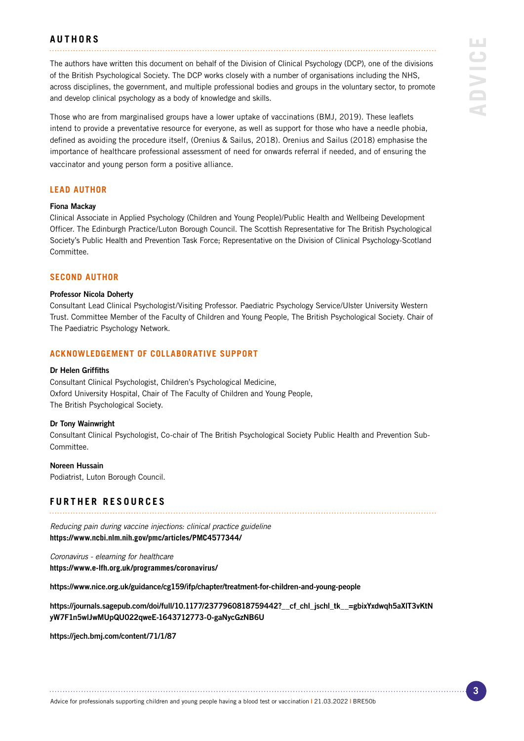## AUTHORS

The authors have written this document on behalf of the Division of Clinical Psychology (DCP), one of the divisions of the British Psychological Society. The DCP works closely with a number of organisations including the NHS, across disciplines, the government, and multiple professional bodies and groups in the voluntary sector, to promote and develop clinical psychology as a body of knowledge and skills.

Those who are from marginalised groups have a lower uptake of vaccinations (BMJ, 2019). These leaflets intend to provide a preventative resource for everyone, as well as support for those who have a needle phobia, defined as avoiding the procedure itself, (Orenius & Sailus, 2018). Orenius and Sailus (2018) emphasise the importance of healthcare professional assessment of need for onwards referral if needed, and of ensuring the vaccinator and young person form a positive alliance.

### LEAD AUTHOR

**Fiona Mackay**
Clinical Associate in Applied Psychology (Children and Young People)/Public Health and Wellbeing Development Officer. The Edinburgh Practice/Luton Borough Council. The Scottish Representative for The British Psychological Society's Public Health and Prevention Task Force; Representative on the Division of Clinical Psychology-Scotland Committee.

### SECOND AUTHOR

**Professor Nicola Doherty**
Consultant Lead Clinical Psychologist/Visiting Professor. Paediatric Psychology Service/Ulster University Western Trust. Committee Member of the Faculty of Children and Young People, The British Psychological Society. Chair of The Paediatric Psychology Network.

### ACKNOWLEDGEMENT OF COLLABORATIVE SUPPORT

**Dr Helen Griffiths**
Consultant Clinical Psychologist, Children's Psychological Medicine,
Oxford University Hospital, Chair of The Faculty of Children and Young People,
The British Psychological Society.

**Dr Tony Wainwright**
Consultant Clinical Psychologist, Co-chair of The British Psychological Society Public Health and Prevention Sub-Committee.

**Noreen Hussain**
Podiatrist, Luton Borough Council.

## FURTHER RESOURCES

*Reducing pain during vaccine injections: clinical practice guideline*
**https://www.ncbi.nlm.nih.gov/pmc/articles/PMC4577344/**

*Coronavirus - elearning for healthcare*
**https://www.e-lfh.org.uk/programmes/coronavirus/**

**https://www.nice.org.uk/guidance/cg159/ifp/chapter/treatment-for-children-and-young-people**

**https://journals.sagepub.com/doi/full/10.1177/2377960818759442?__cf_chl_jschl_tk__=gbixYxdwqh5aXlT3vKtNyW7F1n5wlJwMUpQU022qweE-1643712773-0-gaNycGzNB6U**

**https://jech.bmj.com/content/71/1/87**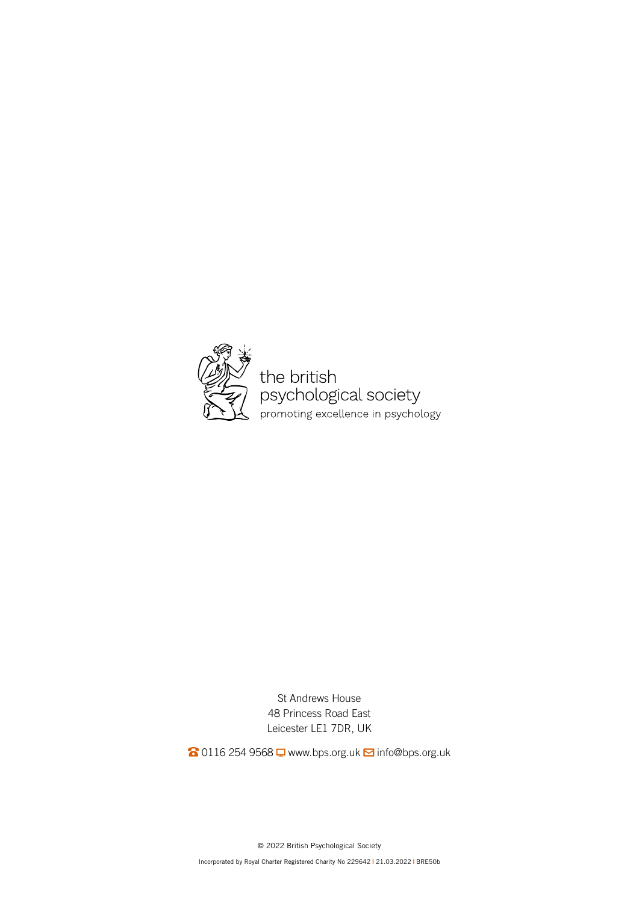the british
psychological society
promoting excellence in psychology

St Andrews House
48 Princess Road East
Leicester LE1 7DR, UK

0116 254 9568 www.bps.org.uk info@bps.org.uk

© 2022 British Psychological Society

Incorporated by Royal Charter Registered Charity No 229642 | 21.03.2022 | BRE50b